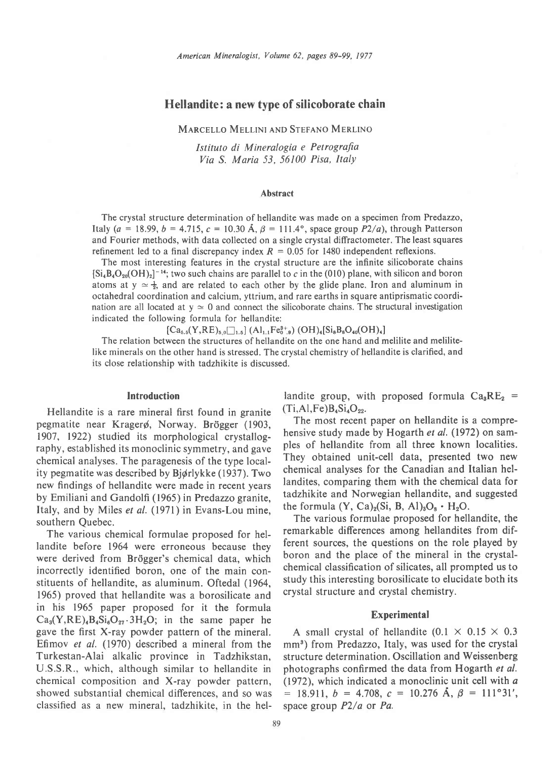# Hellandite: a new type of silicoborate chain

MARCELLO MELLINI AND STEFANO MERLINO

*Istituto di Mineralogia e Petrografia*
*Via S. Maria 53, 56100 Pisa, Italy*

### Abstract

The crystal structure determination of hellandite was made on a specimen from Predazzo, Italy ($a$ = 18.99, $b$ = 4.715, $c$ = 10.30 Å, $\beta$ = 111.4°, space group $P2/a$), through Patterson and Fourier methods, with data collected on a single crystal diffractometer. The least squares refinement led to a final discrepancy index $R$ = 0.05 for 1480 independent reflexions.

The most interesting features in the crystal structure are the infinite silicoborate chains $[Si_4B_4O_{20}(OH)_2]^{-14}$; two such chains are parallel to $c$ in the (010) plane, with silicon and boron atoms at y $\simeq \frac{1}{2}$, and are related to each other by the glide plane. Iron and aluminum in octahedral coordination and calcium, yttrium, and rare earths in square antiprismatic coordination are all located at y $\simeq$ 0 and connect the silicoborate chains. The structural investigation indicated the following formula for hellandite:

$$[Ca_{5.5}(Y,RE)_{5.0}\square_{1.5}]\ (Al_{1.1}Fe^{3+}_{0.9})\ (OH)_4[Si_8B_8O_{40}(OH)_4]$$

The relation between the structures of hellandite on the one hand and melilite and melilite-like minerals on the other hand is stressed. The crystal chemistry of hellandite is clarified, and its close relationship with tadzhikite is discussed.

## Introduction

Hellandite is a rare mineral first found in granite pegmatite near Kragerø, Norway. Brögger (1903, 1907, 1922) studied its morphological crystallography, established its monoclinic symmetry, and gave chemical analyses. The paragenesis of the type locality pegmatite was described by Bjørlykke (1937). Two new findings of hellandite were made in recent years by Emiliani and Gandolfi (1965) in Predazzo granite, Italy, and by Miles *et al.* (1971) in Evans-Lou mine, southern Quebec.

The various chemical formulae proposed for hellandite before 1964 were erroneous because they were derived from Brögger's chemical data, which incorrectly identified boron, one of the main constituents of hellandite, as aluminum. Oftedal (1964, 1965) proved that hellandite was a borosilicate and in his 1965 paper proposed for it the formula $Ca_3(Y,RE)_4B_4Si_6O_{27} \cdot 3H_2O$; in the same paper he gave the first X-ray powder pattern of the mineral. Efimov *et al.* (1970) described a mineral from the Turkestan-Alai alkalic province in Tadzhikstan, U.S.S.R., which, although similar to hellandite in chemical composition and X-ray powder pattern, showed substantial chemical differences, and so was classified as a new mineral, tadzhikite, in the hellandite group, with proposed formula $Ca_3RE_2 = (Ti,Al,Fe)B_4Si_4O_{22}$.

The most recent paper on hellandite is a comprehensive study made by Hogarth *et al.* (1972) on samples of hellandite from all three known localities. They obtained unit-cell data, presented two new chemical analyses for the Canadian and Italian hellandites, comparing them with the chemical data for tadzhikite and Norwegian hellandite, and suggested the formula $(Y, Ca)_2(Si, B, Al)_3O_8 \cdot H_2O$.

The various formulae proposed for hellandite, the remarkable differences among hellandites from different sources, the questions on the role played by boron and the place of the mineral in the crystal-chemical classification of silicates, all prompted us to study this interesting borosilicate to elucidate both its crystal structure and crystal chemistry.

## Experimental

A small crystal of hellandite (0.1 × 0.15 × 0.3 mm³) from Predazzo, Italy, was used for the crystal structure determination. Oscillation and Weissenberg photographs confirmed the data from Hogarth *et al.* (1972), which indicated a monoclinic unit cell with $a$ = 18.911, $b$ = 4.708, $c$ = 10.276 Å, $\beta$ = 111°31′, space group $P2/a$ or $Pa$.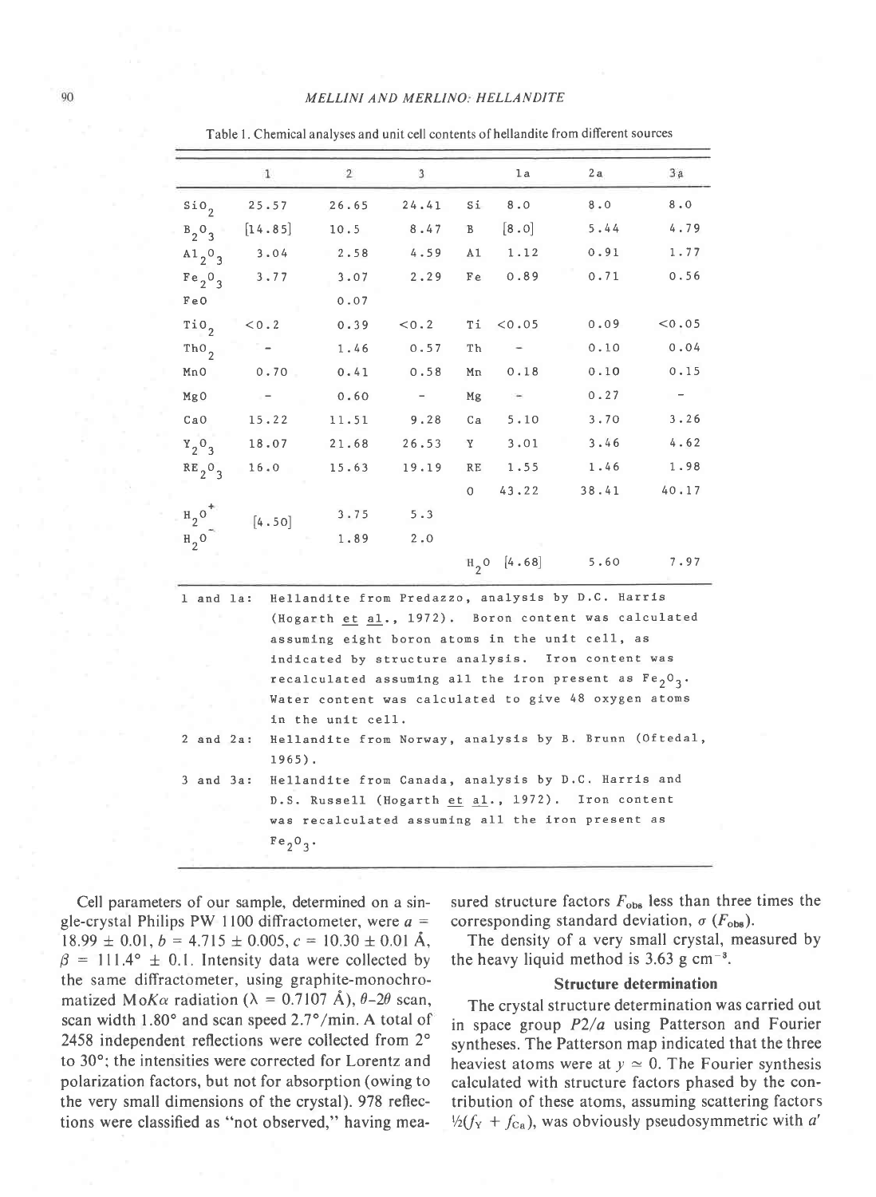Table 1. Chemical analyses and unit cell contents of hellandite from different sources

| | 1 | 2 | 3 | | 1a | 2a | 3a |
|---|---|---|---|---|---|---|---|
| $SiO_2$ | 25.57 | 26.65 | 24.41 | Si | 8.0 | 8.0 | 8.0 |
| $B_2O_3$ | [14.85] | 10.5 | 8.47 | B | [8.0] | 5.44 | 4.79 |
| $Al_2O_3$ | 3.04 | 2.58 | 4.59 | Al | 1.12 | 0.91 | 1.77 |
| $Fe_2O_3$ | 3.77 | 3.07 | 2.29 | Fe | 0.89 | 0.71 | 0.56 |
| FeO | | 0.07 | | | | | |
| $TiO_2$ | <0.2 | 0.39 | <0.2 | Ti | <0.05 | 0.09 | <0.05 |
| $ThO_2$ | - | 1.46 | 0.57 | Th | - | 0.10 | 0.04 |
| MnO | 0.70 | 0.41 | 0.58 | Mn | 0.18 | 0.10 | 0.15 |
| MgO | - | 0.60 | - | Mg | - | 0.27 | - |
| CaO | 15.22 | 11.51 | 9.28 | Ca | 5.10 | 3.70 | 3.26 |
| $Y_2O_3$ | 18.07 | 21.68 | 26.53 | Y | 3.01 | 3.46 | 4.62 |
| $RE_2O_3$ | 16.0 | 15.63 | 19.19 | RE | 1.55 | 1.46 | 1.98 |
| | | | | O | 43.22 | 38.41 | 40.17 |
| $H_2O^+$ | [4.50] | 3.75 | 5.3 | | | | |
| $H_2O^-$ | | 1.89 | 2.0 | | | | |
| | | | | $H_2O$ | [4.68] | 5.60 | 7.97 |

1 and 1a: Hellandite from Predazzo, analysis by D.C. Harris (Hogarth et al., 1972). Boron content was calculated assuming eight boron atoms in the unit cell, as indicated by structure analysis. Iron content was recalculated assuming all the iron present as $Fe_2O_3$. Water content was calculated to give 48 oxygen atoms in the unit cell.

2 and 2a: Hellandite from Norway, analysis by B. Brunn (Oftedal, 1965).

3 and 3a: Hellandite from Canada, analysis by D.C. Harris and D.S. Russell (Hogarth et al., 1972). Iron content was recalculated assuming all the iron present as $Fe_2O_3$.

Cell parameters of our sample, determined on a single-crystal Philips PW 1100 diffractometer, were $a = 18.99 \pm 0.01$, $b = 4.715 \pm 0.005$, $c = 10.30 \pm 0.01$ Å, $\beta = 111.4° \pm 0.1$. Intensity data were collected by the same diffractometer, using graphite-monochromatized MoK$\alpha$ radiation ($\lambda = 0.7107$ Å), $\theta$-$2\theta$ scan, scan width 1.80° and scan speed 2.7°/min. A total of 2458 independent reflections were collected from 2° to 30°; the intensities were corrected for Lorentz and polarization factors, but not for absorption (owing to the very small dimensions of the crystal). 978 reflections were classified as "not observed," having measured structure factors $F_{obs}$ less than three times the corresponding standard deviation, $\sigma$ ($F_{obs}$).

The density of a very small crystal, measured by the heavy liquid method is 3.63 g cm$^{-3}$.

## Structure determination

The crystal structure determination was carried out in space group $P2/a$ using Patterson and Fourier syntheses. The Patterson map indicated that the three heaviest atoms were at $y \simeq 0$. The Fourier synthesis calculated with structure factors phased by the contribution of these atoms, assuming scattering factors $\frac{1}{2}(f_Y + f_{Ca})$, was obviously pseudosymmetric with $a'$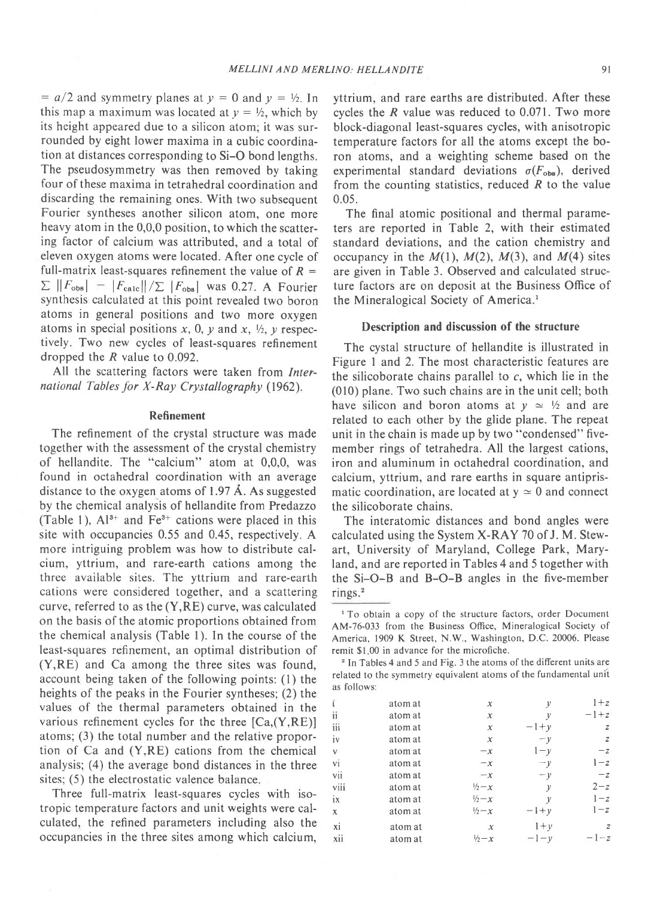= $a/2$ and symmetry planes at $y = 0$ and $y = \frac{1}{2}$. In this map a maximum was located at $y = \frac{1}{2}$, which by its height appeared due to a silicon atom; it was surrounded by eight lower maxima in a cubic coordination at distances corresponding to Si–O bond lengths. The pseudosymmetry was then removed by taking four of these maxima in tetrahedral coordination and discarding the remaining ones. With two subsequent Fourier syntheses another silicon atom, one more heavy atom in the 0,0,0 position, to which the scattering factor of calcium was attributed, and a total of eleven oxygen atoms were located. After one cycle of full-matrix least-squares refinement the value of $R = \Sigma \, ||F_{obs}| - |F_{calc}|| / \Sigma \, |F_{obs}|$ was 0.27. A Fourier synthesis calculated at this point revealed two boron atoms in general positions and two more oxygen atoms in special positions $x, 0, y$ and $x, \frac{1}{2}, y$ respectively. Two new cycles of least-squares refinement dropped the $R$ value to 0.092.

All the scattering factors were taken from *International Tables for X-Ray Crystallography* (1962).

## Refinement

The refinement of the crystal structure was made together with the assessment of the crystal chemistry of hellandite. The "calcium" atom at 0,0,0, was found in octahedral coordination with an average distance to the oxygen atoms of 1.97 Å. As suggested by the chemical analysis of hellandite from Predazzo (Table 1), $Al^{3+}$ and $Fe^{3+}$ cations were placed in this site with occupancies 0.55 and 0.45, respectively. A more intriguing problem was how to distribute calcium, yttrium, and rare-earth cations among the three available sites. The yttrium and rare-earth cations were considered together, and a scattering curve, referred to as the (Y,RE) curve, was calculated on the basis of the atomic proportions obtained from the chemical analysis (Table 1). In the course of the least-squares refinement, an optimal distribution of (Y,RE) and Ca among the three sites was found, account being taken of the following points: (1) the heights of the peaks in the Fourier syntheses; (2) the values of the thermal parameters obtained in the various refinement cycles for the three [Ca,(Y,RE)] atoms; (3) the total number and the relative proportion of Ca and (Y,RE) cations from the chemical analysis; (4) the average bond distances in the three sites; (5) the electrostatic valence balance.

Three full-matrix least-squares cycles with isotropic temperature factors and unit weights were calculated, the refined parameters including also the occupancies in the three sites among which calcium, yttrium, and rare earths are distributed. After these cycles the $R$ value was reduced to 0.071. Two more block-diagonal least-squares cycles, with anisotropic temperature factors for all the atoms except the boron atoms, and a weighting scheme based on the experimental standard deviations $\sigma(F_{obs})$, derived from the counting statistics, reduced $R$ to the value 0.05.

The final atomic positional and thermal parameters are reported in Table 2, with their estimated standard deviations, and the cation chemistry and occupancy in the $M(1)$, $M(2)$, $M(3)$, and $M(4)$ sites are given in Table 3. Observed and calculated structure factors are on deposit at the Business Office of the Mineralogical Society of America.[1]

## Description and discussion of the structure

The cystal structure of hellandite is illustrated in Figure 1 and 2. The most characteristic features are the silicoborate chains parallel to $c$, which lie in the (010) plane. Two such chains are in the unit cell; both have silicon and boron atoms at $y \simeq \frac{1}{2}$ and are related to each other by the glide plane. The repeat unit in the chain is made up by two "condensed" five-member rings of tetrahedra. All the largest cations, iron and aluminum in octahedral coordination, and calcium, yttrium, and rare earths in square antiprismatic coordination, are located at $y \simeq 0$ and connect the silicoborate chains.

The interatomic distances and bond angles were calculated using the System X-RAY 70 of J. M. Stewart, University of Maryland, College Park, Maryland, and are reported in Tables 4 and 5 together with the Si–O–B and B–O–B angles in the five-member rings.[2]

---

[1] To obtain a copy of the structure factors, order Document AM-76-033 from the Business Office, Mineralogical Society of America, 1909 K Street, N.W., Washington, D.C. 20006. Please remit $1.00 in advance for the microfiche.

[2] In Tables 4 and 5 and Fig. 3 the atoms of the different units are related to the symmetry equivalent atoms of the fundamental unit as follows:

| | | | | |
|---|---|---|---|---|
| i | atom at | $x$ | $y$ | $1+z$ |
| ii | atom at | $x$ | $y$ | $-1+z$ |
| iii | atom at | $x$ | $-1+y$ | $z$ |
| iv | atom at | $x$ | $-y$ | $z$ |
| v | atom at | $-x$ | $1-y$ | $-z$ |
| vi | atom at | $-x$ | $-y$ | $1-z$ |
| vii | atom at | $-x$ | $-y$ | $-z$ |
| viii | atom at | $\frac{1}{2}-x$ | $y$ | $2-z$ |
| ix | atom at | $\frac{1}{2}-x$ | $y$ | $1-z$ |
| x | atom at | $\frac{1}{2}-x$ | $-1+y$ | $1-z$ |
| xi | atom at | $x$ | $1+y$ | $z$ |
| xii | atom at | $\frac{1}{2}-x$ | $-1-y$ | $-1-z$ |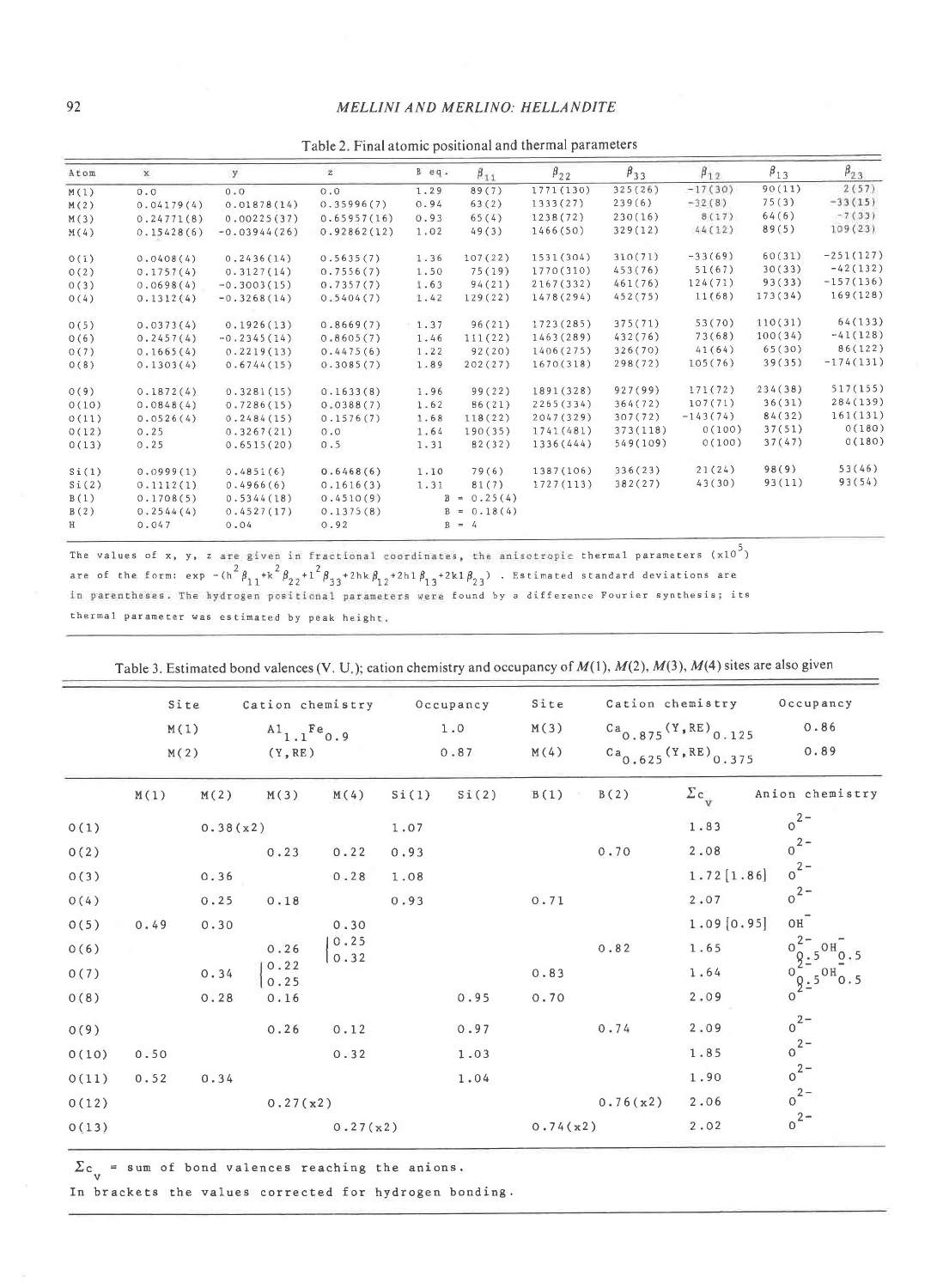Table 2. Final atomic positional and thermal parameters

| Atom | x | y | z | B eq. | $\beta_{11}$ | $\beta_{22}$ | $\beta_{33}$ | $\beta_{12}$ | $\beta_{13}$ | $\beta_{23}$ |
|---|---|---|---|---|---|---|---|---|---|---|
| M(1) | 0.0 | 0.0 | 0.0 | 1.29 | 89(7) | 1771(130) | 325(26) | -17(30) | 90(11) | 2(57) |
| M(2) | 0.04179(4) | 0.01878(14) | 0.35996(7) | 0.94 | 63(2) | 1333(27) | 239(6) | -32(8) | 75(3) | -33(15) |
| M(3) | 0.24771(8) | 0.00225(37) | 0.65957(16) | 0.93 | 65(4) | 1238(72) | 230(16) | 8(17) | 64(6) | -7(33) |
| M(4) | 0.15428(6) | -0.03944(26) | 0.92862(12) | 1.02 | 49(3) | 1466(50) | 329(12) | 44(12) | 89(5) | 109(23) |
| O(1) | 0.0408(4) | 0.2436(14) | 0.5635(7) | 1.36 | 107(22) | 1531(304) | 310(71) | -33(69) | 60(31) | -251(127) |
| O(2) | 0.1757(4) | 0.3127(14) | 0.7556(7) | 1.50 | 75(19) | 1770(310) | 453(76) | 51(67) | 30(33) | -42(132) |
| O(3) | 0.0698(4) | -0.3003(15) | 0.7357(7) | 1.63 | 94(21) | 2167(332) | 461(76) | 124(71) | 93(33) | -157(136) |
| O(4) | 0.1312(4) | -0.3268(14) | 0.5404(7) | 1.42 | 129(22) | 1478(294) | 452(75) | 11(68) | 173(34) | 169(128) |
| O(5) | 0.0373(4) | 0.1926(13) | 0.8669(7) | 1.37 | 96(21) | 1723(285) | 375(71) | 53(70) | 110(31) | 64(133) |
| O(6) | 0.2457(4) | -0.2345(14) | 0.8605(7) | 1.46 | 111(22) | 1463(289) | 432(76) | 73(68) | 100(34) | -41(128) |
| O(7) | 0.1665(4) | 0.2219(13) | 0.4475(6) | 1.22 | 92(20) | 1406(275) | 326(70) | 41(64) | 65(30) | 86(122) |
| O(8) | 0.1303(4) | 0.6744(15) | 0.3085(7) | 1.89 | 202(27) | 1670(318) | 298(72) | 105(76) | 39(35) | -174(131) |
| O(9) | 0.1872(4) | 0.3281(15) | 0.1633(8) | 1.96 | 99(22) | 1891(328) | 927(99) | 171(72) | 234(38) | 517(155) |
| O(10) | 0.0848(4) | 0.7286(15) | 0.0388(7) | 1.62 | 86(21) | 2265(334) | 364(72) | 107(71) | 36(31) | 284(139) |
| O(11) | 0.0526(4) | 0.2484(15) | 0.1576(7) | 1.68 | 118(22) | 2047(329) | 307(72) | -143(74) | 84(32) | 161(131) |
| O(12) | 0.25 | 0.3267(21) | 0.0 | 1.64 | 190(35) | 1741(481) | 373(118) | 0(100) | 37(51) | 0(180) |
| O(13) | 0.25 | 0.6515(20) | 0.5 | 1.31 | 82(32) | 1336(444) | 549(109) | 0(100) | 37(47) | 0(180) |
| Si(1) | 0.0999(1) | 0.4851(6) | 0.6468(6) | 1.10 | 79(6) | 1387(106) | 336(23) | 21(24) | 98(9) | 53(46) |
| Si(2) | 0.1112(1) | 0.4966(6) | 0.1616(3) | 1.31 | 81(7) | 1727(113) | 382(27) | 43(30) | 93(11) | 93(54) |
| B(1) | 0.1708(5) | 0.5344(18) | 0.4510(9) | B = 0.25(4) | | | | | | |
| B(2) | 0.2544(4) | 0.4527(17) | 0.1375(8) | B = 0.18(4) | | | | | | |
| H | 0.047 | 0.04 | 0.92 | B = 4 | | | | | | |

The values of x, y, z are given in fractional coordinates, the anisotropic thermal parameters ($\times 10^5$) are of the form: $\exp -(h^2\beta_{11}+k^2\beta_{22}+l^2\beta_{33}+2hk\beta_{12}+2hl\beta_{13}+2kl\beta_{23})$. Estimated standard deviations are in parentheses. The hydrogen positional parameters were found by a difference Fourier synthesis; its thermal parameter was estimated by peak height.

Table 3. Estimated bond valences (V. U.); cation chemistry and occupancy of M(1), M(2), M(3), M(4) sites are also given

| Site | Cation chemistry | Occupancy | Site | Cation chemistry | Occupancy |
|---|---|---|---|---|---|
| M(1) | $Al_{1.1}Fe_{0.9}$ | 1.0 | M(3) | $Ca_{0.875}(Y,RE)_{0.125}$ | 0.86 |
| M(2) | (Y,RE) | 0.87 | M(4) | $Ca_{0.625}(Y,RE)_{0.375}$ | 0.89 |

| | M(1) | M(2) | M(3) | M(4) | Si(1) | Si(2) | B(1) | B(2) | $\Sigma c_v$ | Anion chemistry |
|---|---|---|---|---|---|---|---|---|---|---|
| O(1) | | 0.38(x2) | | | 1.07 | | | | 1.83 | $O^{2-}$ |
| O(2) | | | 0.23 | 0.22 | 0.93 | | | 0.70 | 2.08 | $O^{2-}$ |
| O(3) | | 0.36 | | 0.28 | 1.08 | | | | 1.72 [1.86] | $O^{2-}$ |
| O(4) | | 0.25 | 0.18 | | 0.93 | | 0.71 | | 2.07 | $O^{2-}$ |
| O(5) | 0.49 | 0.30 | | 0.30 | | | | | 1.09 [0.95] | $OH^-$ |
| O(6) | | | 0.26 | 0.25, 0.32 | | | | 0.82 | 1.65 | $O^{2-}_{0.5}OH^-_{0.5}$ |
| O(7) | | 0.34 | 0.22, 0.25 | | | | 0.83 | | 1.64 | $O^{2-}_{0.5}OH^-_{0.5}$ |
| O(8) | | 0.28 | 0.16 | | | 0.95 | 0.70 | | 2.09 | $O^{2-}$ |
| O(9) | | | 0.26 | 0.12 | | 0.97 | | 0.74 | 2.09 | $O^{2-}$ |
| O(10) | 0.50 | | | 0.32 | | 1.03 | | | 1.85 | $O^{2-}$ |
| O(11) | 0.52 | 0.34 | | | | 1.04 | | | 1.90 | $O^{2-}$ |
| O(12) | | | 0.27(x2) | | | | | 0.76(x2) | 2.06 | $O^{2-}$ |
| O(13) | | | | 0.27(x2) | | | 0.74(x2) | | 2.02 | $O^{2-}$ |

$\Sigma c_v$ = sum of bond valences reaching the anions.

In brackets the values corrected for hydrogen bonding.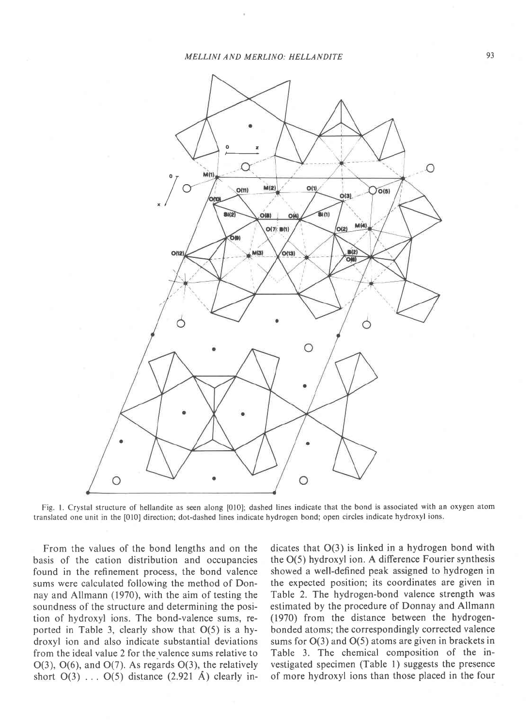Fig. 1. Crystal structure of hellandite as seen along [010]; dashed lines indicate that the bond is associated with an oxygen atom translated one unit in the [010] direction; dot-dashed lines indicate hydrogen bond; open circles indicate hydroxyl ions.

From the values of the bond lengths and on the basis of the cation distribution and occupancies found in the refinement process, the bond valence sums were calculated following the method of Donnay and Allmann (1970), with the aim of testing the soundness of the structure and determining the position of hydroxyl ions. The bond-valence sums, reported in Table 3, clearly show that O(5) is a hydroxyl ion and also indicate substantial deviations from the ideal value 2 for the valence sums relative to O(3), O(6), and O(7). As regards O(3), the relatively short O(3) . . . O(5) distance (2.921 Å) clearly indicates that O(3) is linked in a hydrogen bond with the O(5) hydroxyl ion. A difference Fourier synthesis showed a well-defined peak assigned to hydrogen in the expected position; its coordinates are given in Table 2. The hydrogen-bond valence strength was estimated by the procedure of Donnay and Allmann (1970) from the distance between the hydrogen-bonded atoms; the correspondingly corrected valence sums for O(3) and O(5) atoms are given in brackets in Table 3. The chemical composition of the investigated specimen (Table 1) suggests the presence of more hydroxyl ions than those placed in the four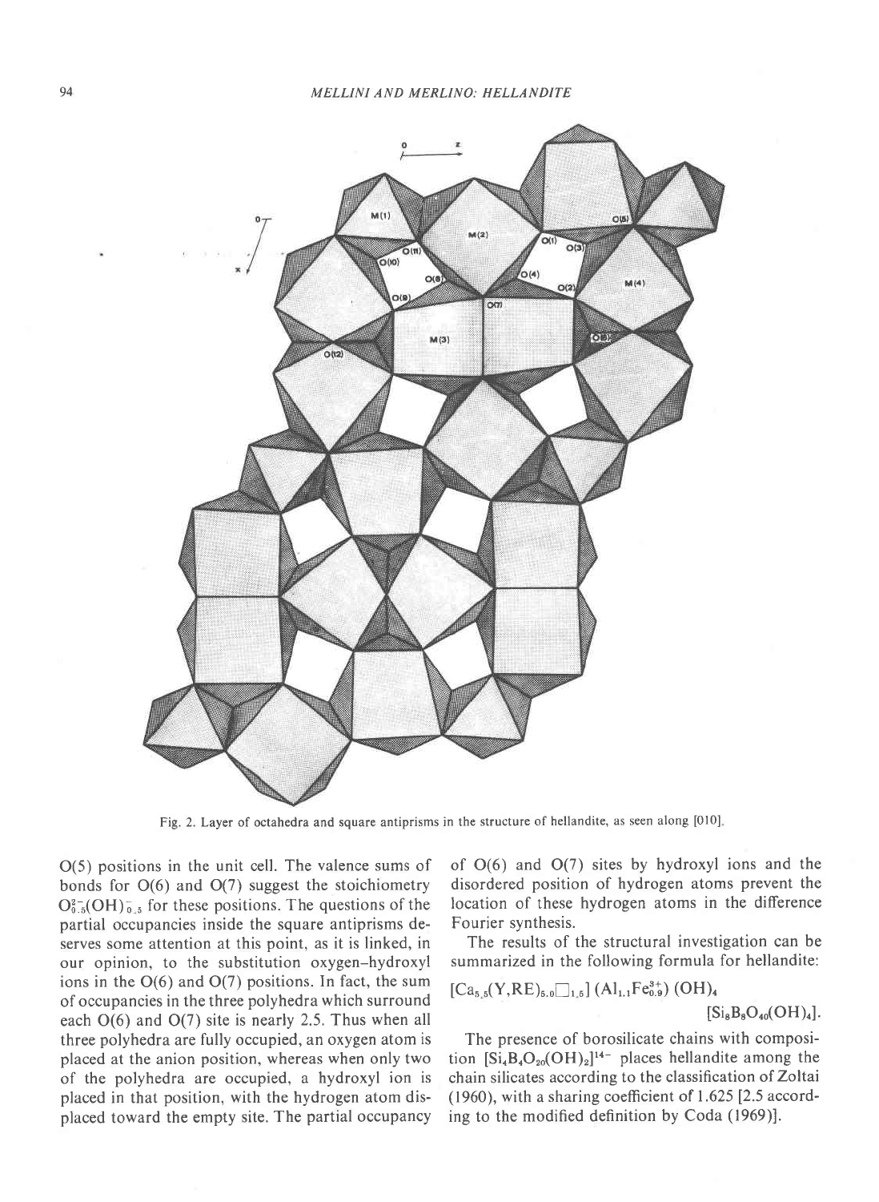Fig. 2. Layer of octahedra and square antiprisms in the structure of hellandite, as seen along [010].

O(5) positions in the unit cell. The valence sums of bonds for O(6) and O(7) suggest the stoichiometry $O^{2-}_{0.5}(OH)^{-}_{0.5}$ for these positions. The questions of the partial occupancies inside the square antiprisms deserves some attention at this point, as it is linked, in our opinion, to the substitution oxygen–hydroxyl ions in the O(6) and O(7) positions. In fact, the sum of occupancies in the three polyhedra which surround each O(6) and O(7) site is nearly 2.5. Thus when all three polyhedra are fully occupied, an oxygen atom is placed at the anion position, whereas when only two of the polyhedra are occupied, a hydroxyl ion is placed in that position, with the hydrogen atom displaced toward the empty site. The partial occupancy of O(6) and O(7) sites by hydroxyl ions and the disordered position of hydrogen atoms prevent the location of these hydrogen atoms in the difference Fourier synthesis.

The results of the structural investigation can be summarized in the following formula for hellandite:

$$[Ca_{5.5}(Y,RE)_{5.0}\square_{1.5}]\,(Al_{1.1}Fe^{3+}_{0.9})\,(OH)_4\,[Si_8B_8O_{40}(OH)_4].$$

The presence of borosilicate chains with composition $[Si_4B_4O_{20}(OH)_2]^{14-}$ places hellandite among the chain silicates according to the classification of Zoltai (1960), with a sharing coefficient of 1.625 [2.5 according to the modified definition by Coda (1969)].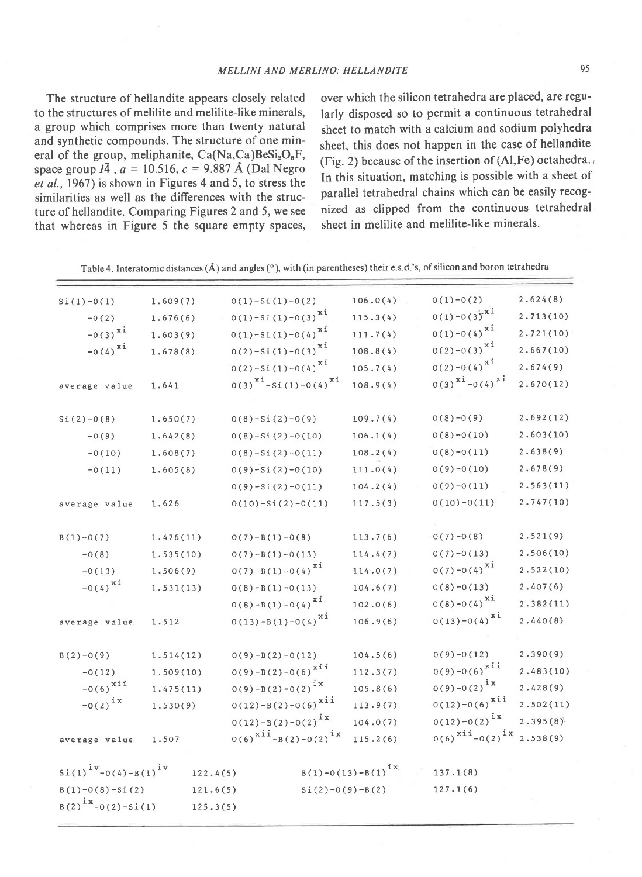The structure of hellandite appears closely related to the structures of melilite and melilite-like minerals, a group which comprises more than twenty natural and synthetic compounds. The structure of one mineral of the group, meliphanite, $Ca(Na,Ca)BeSi_2O_6F$, space group $I\bar{4}$, $a$ = 10.516, $c$ = 9.887 Å (Dal Negro *et al.*, 1967) is shown in Figures 4 and 5, to stress the similarities as well as the differences with the structure of hellandite. Comparing Figures 2 and 5, we see that whereas in Figure 5 the square empty spaces, over which the silicon tetrahedra are placed, are regularly disposed so to permit a continuous tetrahedral sheet to match with a calcium and sodium polyhedra sheet, this does not happen in the case of hellandite (Fig. 2) because of the insertion of (Al,Fe) octahedra. In this situation, matching is possible with a sheet of parallel tetrahedral chains which can be easily recognized as clipped from the continuous tetrahedral sheet in melilite and melilite-like minerals.

Table 4. Interatomic distances (Å) and angles (°), with (in parentheses) their e.s.d.'s, of silicon and boron tetrahedra

| | | | | | |
|---|---|---|---|---|---|
| Si(1)-O(1) | 1.609(7) | O(1)-Si(1)-O(2) | 106.0(4) | O(1)-O(2) | 2.624(8) |
| -O(2) | 1.676(6) | O(1)-Si(1)-O(3)$^{xi}$ | 115.3(4) | O(1)-O(3)$^{xi}$ | 2.713(10) |
| -O(3)$^{xi}$ | 1.603(9) | O(1)-Si(1)-O(4)$^{xi}$ | 111.7(4) | O(1)-O(4)$^{xi}$ | 2.721(10) |
| -O(4)$^{xi}$ | 1.678(8) | O(2)-Si(1)-O(3)$^{xi}$ | 108.8(4) | O(2)-O(3)$^{xi}$ | 2.667(10) |
| | | O(2)-Si(1)-O(4)$^{xi}$ | 105.7(4) | O(2)-O(4)$^{xi}$ | 2.674(9) |
| average value | 1.641 | O(3)$^{xi}$-Si(1)-O(4)$^{xi}$ | 108.9(4) | O(3)$^{xi}$-O(4)$^{xi}$ | 2.670(12) |
| Si(2)-O(8) | 1.650(7) | O(8)-Si(2)-O(9) | 109.7(4) | O(8)-O(9) | 2.692(12) |
| -O(9) | 1.642(8) | O(8)-Si(2)-O(10) | 106.1(4) | O(8)-O(10) | 2.603(10) |
| -O(10) | 1.608(7) | O(8)-Si(2)-O(11) | 108.2(4) | O(8)-O(11) | 2.638(9) |
| -O(11) | 1.605(8) | O(9)-Si(2)-O(10) | 111.0(4) | O(9)-O(10) | 2.678(9) |
| | | O(9)-Si(2)-O(11) | 104.2(4) | O(9)-O(11) | 2.563(11) |
| average value | 1.626 | O(10)-Si(2)-O(11) | 117.5(3) | O(10)-O(11) | 2.747(10) |
| B(1)-O(7) | 1.476(11) | O(7)-B(1)-O(8) | 113.7(6) | O(7)-O(8) | 2.521(9) |
| -O(8) | 1.535(10) | O(7)-B(1)-O(13) | 114.4(7) | O(7)-O(13) | 2.506(10) |
| -O(13) | 1.506(9) | O(7)-B(1)-O(4)$^{xi}$ | 114.0(7) | O(7)-O(4)$^{xi}$ | 2.522(10) |
| -O(4)$^{xi}$ | 1.531(13) | O(8)-B(1)-O(13) | 104.6(7) | O(8)-O(13) | 2.407(6) |
| | | O(8)-B(1)-O(4)$^{xi}$ | 102.0(6) | O(8)-O(4)$^{xi}$ | 2.382(11) |
| average value | 1.512 | O(13)-B(1)-O(4)$^{xi}$ | 106.9(6) | O(13)-O(4)$^{xi}$ | 2.440(8) |
| B(2)-O(9) | 1.514(12) | O(9)-B(2)-O(12) | 104.5(6) | O(9)-O(12) | 2.390(9) |
| -O(12) | 1.509(10) | O(9)-B(2)-O(6)$^{xii}$ | 112.3(7) | O(9)-O(6)$^{xii}$ | 2.483(10) |
| -O(6)$^{xii}$ | 1.475(11) | O(9)-B(2)-O(2)$^{ix}$ | 105.8(6) | O(9)-O(2)$^{ix}$ | 2.428(9) |
| -O(2)$^{ix}$ | 1.530(9) | O(12)-B(2)-O(6)$^{xii}$ | 113.9(7) | O(12)-O(6)$^{xii}$ | 2.502(11) |
| | | O(12)-B(2)-O(2)$^{ix}$ | 104.0(7) | O(12)-O(2)$^{ix}$ | 2.395(8) |
| average value | 1.507 | O(6)$^{xii}$-B(2)-O(2)$^{ix}$ | 115.2(6) | O(6)$^{xii}$-O(2)$^{ix}$ | 2.538(9) |
| Si(1)$^{iv}$-O(4)-B(1)$^{iv}$ | 122.4(5) | B(1)-O(13)-B(1)$^{ix}$ | 137.1(8) | | |
| B(1)-O(8)-Si(2) | 121.6(5) | Si(2)-O(9)-B(2) | 127.1(6) | | |
| B(2)$^{ix}$-O(2)-Si(1) | 125.3(5) | | | | |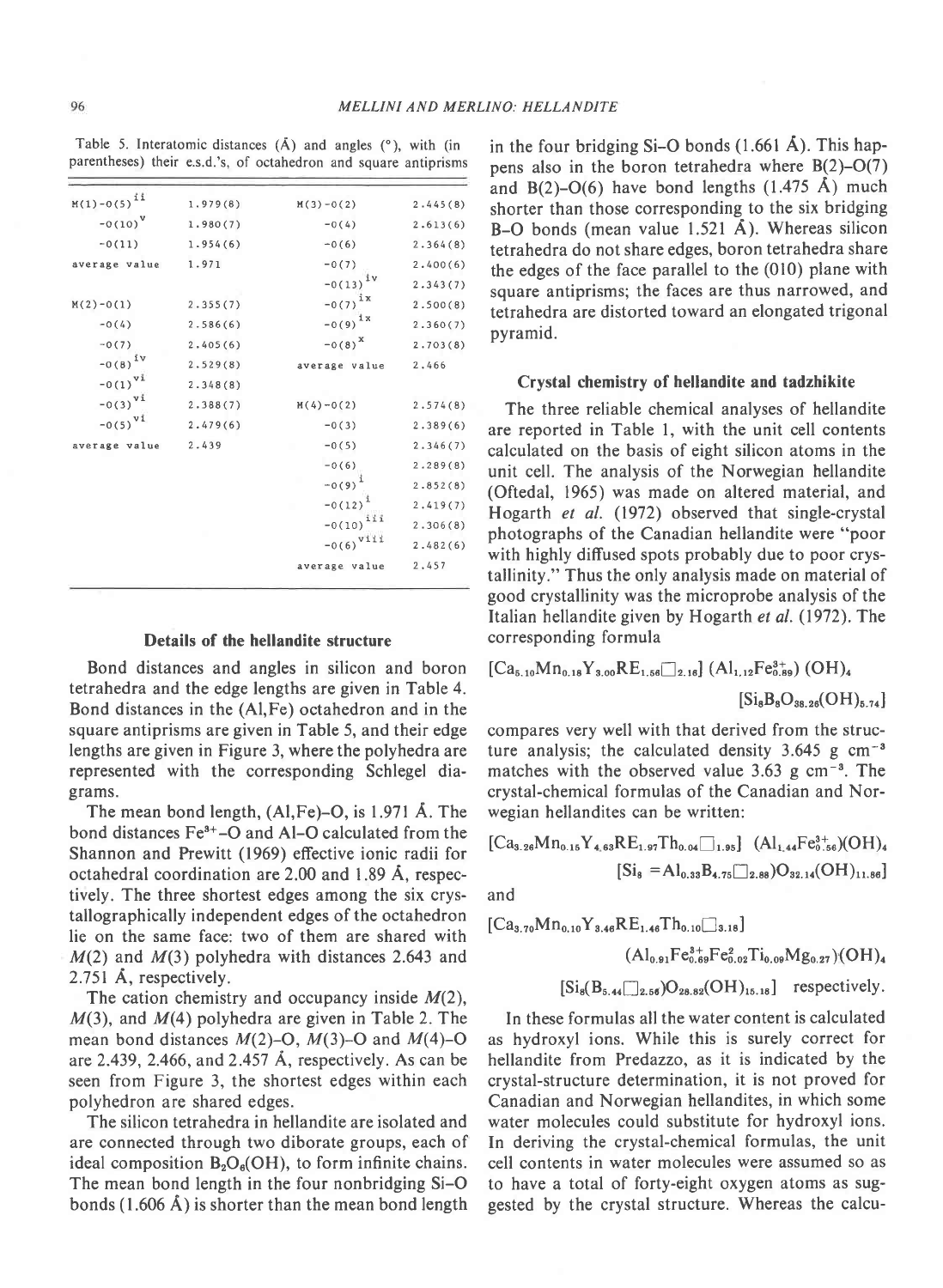Table 5. Interatomic distances (Å) and angles (°), with (in parentheses) their e.s.d.'s, of octahedron and square antiprisms

| | | | |
|---|---|---|---|
| M(1)-O(5)$^{ii}$ | 1.979(8) | M(3)-O(2) | 2.445(8) |
| -O(10)$^{v}$ | 1.980(7) | -O(4) | 2.613(6) |
| -O(11) | 1.954(6) | -O(6) | 2.364(8) |
| average value | 1.971 | -O(7) | 2.400(6) |
| | | -O(13)$^{iv}$ | 2.343(7) |
| M(2)-O(1) | 2.355(7) | -O(7)$^{ix}$ | 2.500(8) |
| -O(4) | 2.586(6) | -O(9)$^{ix}$ | 2.360(7) |
| -O(7) | 2.405(6) | -O(8)$^{x}$ | 2.703(8) |
| -O(8)$^{iv}$ | 2.529(8) | average value | 2.466 |
| -O(1)$^{vi}$ | 2.348(8) | | |
| -O(3)$^{vi}$ | 2.388(7) | M(4)-O(2) | 2.574(8) |
| -O(5)$^{vi}$ | 2.479(6) | -O(3) | 2.389(6) |
| average value | 2.439 | -O(5) | 2.346(7) |
| | | -O(6) | 2.289(8) |
| | | -O(9)$^{i}$ | 2.852(8) |
| | | -O(12)$^{i}$ | 2.419(7) |
| | | -O(10)$^{iii}$ | 2.306(8) |
| | | -O(6)$^{viii}$ | 2.482(6) |
| | | average value | 2.457 |

### Details of the hellandite structure

Bond distances and angles in silicon and boron tetrahedra and the edge lengths are given in Table 4. Bond distances in the (Al,Fe) octahedron and in the square antiprisms are given in Table 5, and their edge lengths are given in Figure 3, where the polyhedra are represented with the corresponding Schlegel diagrams.

The mean bond length, (Al,Fe)-O, is 1.971 Å. The bond distances $Fe^{3+}$-O and Al-O calculated from the Shannon and Prewitt (1969) effective ionic radii for octahedral coordination are 2.00 and 1.89 Å, respectively. The three shortest edges among the six crystallographically independent edges of the octahedron lie on the same face: two of them are shared with $M(2)$ and $M(3)$ polyhedra with distances 2.643 and 2.751 Å, respectively.

The cation chemistry and occupancy inside $M(2)$, $M(3)$, and $M(4)$ polyhedra are given in Table 2. The mean bond distances $M(2)$-O, $M(3)$-O and $M(4)$-O are 2.439, 2.466, and 2.457 Å, respectively. As can be seen from Figure 3, the shortest edges within each polyhedron are shared edges.

The silicon tetrahedra in hellandite are isolated and are connected through two diborate groups, each of ideal composition $B_2O_6(OH)$, to form infinite chains. The mean bond length in the four nonbridging Si-O bonds (1.606 Å) is shorter than the mean bond length in the four bridging Si-O bonds (1.661 Å). This happens also in the boron tetrahedra where B(2)-O(7) and B(2)-O(6) have bond lengths (1.475 Å) much shorter than those corresponding to the six bridging B-O bonds (mean value 1.521 Å). Whereas silicon tetrahedra do not share edges, boron tetrahedra share the edges of the face parallel to the (010) plane with square antiprisms; the faces are thus narrowed, and tetrahedra are distorted toward an elongated trigonal pyramid.

### Crystal chemistry of hellandite and tadzhikite

The three reliable chemical analyses of hellandite are reported in Table 1, with the unit cell contents calculated on the basis of eight silicon atoms in the unit cell. The analysis of the Norwegian hellandite (Oftedal, 1965) was made on altered material, and Hogarth *et al.* (1972) observed that single-crystal photographs of the Canadian hellandite were "poor with highly diffused spots probably due to poor crystallinity." Thus the only analysis made on material of good crystallinity was the microprobe analysis of the Italian hellandite given by Hogarth *et al.* (1972). The corresponding formula

$$[Ca_{5.10}Mn_{0.18}Y_{3.00}RE_{1.56}\square_{2.16}]\ (Al_{1.12}Fe^{3+}_{0.89})\ (OH)_4\ [Si_8B_8O_{38.26}(OH)_{5.74}]$$

compares very well with that derived from the structure analysis; the calculated density 3.645 g cm$^{-3}$ matches with the observed value 3.63 g cm$^{-3}$. The crystal-chemical formulas of the Canadian and Norwegian hellandites can be written:

$$[Ca_{3.26}Mn_{0.15}Y_{4.63}RE_{1.97}Th_{0.04}\square_{1.95}]\ (Al_{1.44}Fe^{3+}_{0.56})(OH)_4\ [Si_8 = Al_{0.33}B_{4.75}\square_{2.88})O_{32.14}(OH)_{11.86}]$$

and

$$[Ca_{3.70}Mn_{0.10}Y_{3.46}RE_{1.46}Th_{0.10}\square_{3.18}]\ (Al_{0.91}Fe^{3+}_{0.69}Fe^{2}_{0.02}Ti_{0.09}Mg_{0.27})(OH)_4\ [Si_8(B_{5.44}\square_{2.56})O_{28.82}(OH)_{15.18}]$$ respectively.

In these formulas all the water content is calculated as hydroxyl ions. While this is surely correct for hellandite from Predazzo, as it is indicated by the crystal-structure determination, it is not proved for Canadian and Norwegian hellandites, in which some water molecules could substitute for hydroxyl ions. In deriving the crystal-chemical formulas, the unit cell contents in water molecules were assumed so as to have a total of forty-eight oxygen atoms as suggested by the crystal structure. Whereas the calcu-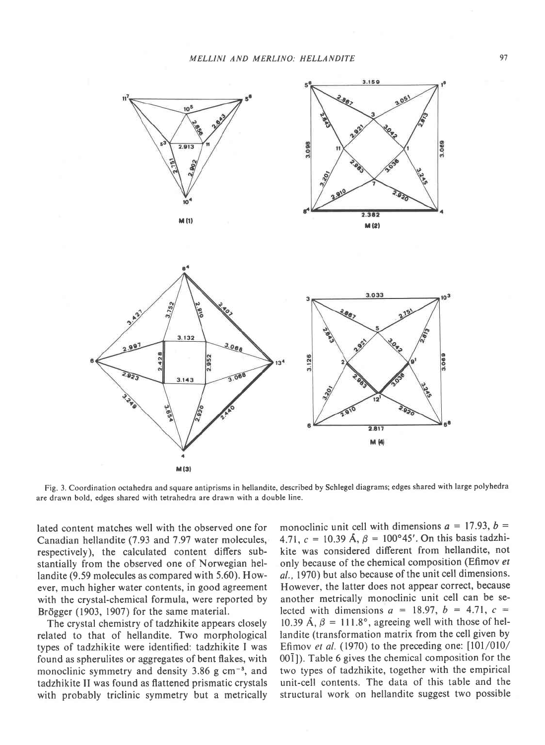Fig. 3. Coordination octahedra and square antiprisms in hellandite, described by Schlegel diagrams; edges shared with large polyhedra are drawn bold, edges shared with tetrahedra are drawn with a double line.

lated content matches well with the observed one for Canadian hellandite (7.93 and 7.97 water molecules, respectively), the calculated content differs substantially from the observed one of Norwegian hellandite (9.59 molecules as compared with 5.60). However, much higher water contents, in good agreement with the crystal-chemical formula, were reported by Brögger (1903, 1907) for the same material.

The crystal chemistry of tadzhikite appears closely related to that of hellandite. Two morphological types of tadzhikite were identified: tadzhikite I was found as spherulites or aggregates of bent flakes, with monoclinic symmetry and density 3.86 g $cm^{-3}$, and tadzhikite II was found as flattened prismatic crystals with probably triclinic symmetry but a metrically monoclinic unit cell with dimensions $a$ = 17.93, $b$ = 4.71, $c$ = 10.39 Å, $\beta$ = 100°45′. On this basis tadzhikite was considered different from hellandite, not only because of the chemical composition (Efimov *et al.*, 1970) but also because of the unit cell dimensions. However, the latter does not appear correct, because another metrically monoclinic unit cell can be selected with dimensions $a$ = 18.97, $b$ = 4.71, $c$ = 10.39 Å, $\beta$ = 111.8°, agreeing well with those of hellandite (transformation matrix from the cell given by Efimov *et al.* (1970) to the preceding one: [101/010/00$\bar{1}$]). Table 6 gives the chemical composition for the two types of tadzhikite, together with the empirical unit-cell contents. The data of this table and the structural work on hellandite suggest two possible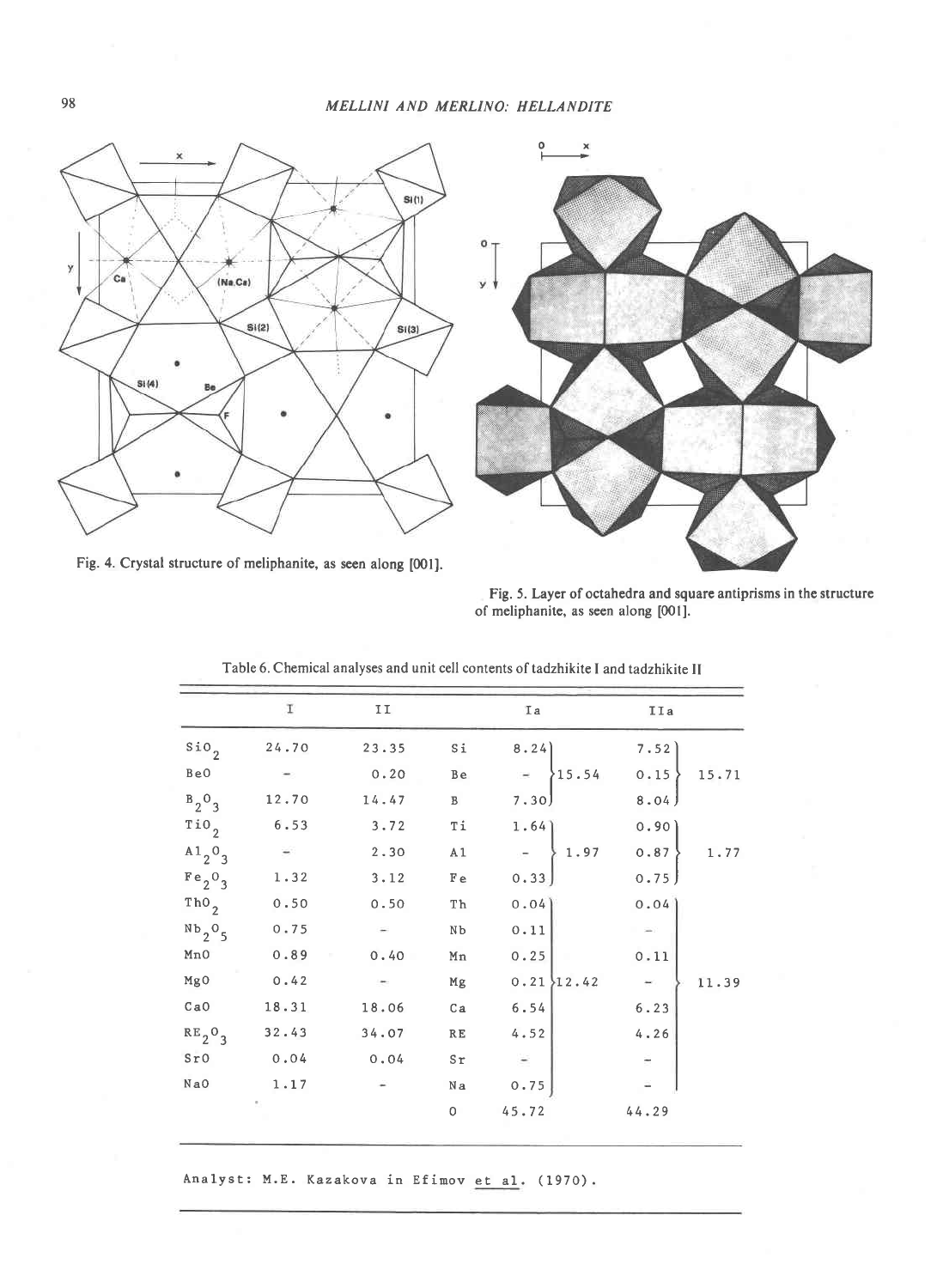Fig. 4. Crystal structure of meliphanite, as seen along [001].

Fig. 5. Layer of octahedra and square antiprisms in the structure of meliphanite, as seen along [001].

Table 6. Chemical analyses and unit cell contents of tadzhikite I and tadzhikite II

| | I | II | | Ia | | IIa | |
|---|---|---|---|---|---|---|---|
| $SiO_2$ | 24.70 | 23.35 | Si | 8.24 | | 7.52 | |
| BeO | - | 0.20 | Be | - | 15.54 | 0.15 | 15.71 |
| $B_2O_3$ | 12.70 | 14.47 | B | 7.30 | | 8.04 | |
| $TiO_2$ | 6.53 | 3.72 | Ti | 1.64 | | 0.90 | |
| $Al_2O_3$ | - | 2.30 | Al | - | 1.97 | 0.87 | 1.77 |
| $Fe_2O_3$ | 1.32 | 3.12 | Fe | 0.33 | | 0.75 | |
| $ThO_2$ | 0.50 | 0.50 | Th | 0.04 | | 0.04 | |
| $Nb_2O_5$ | 0.75 | - | Nb | 0.11 | | - | |
| MnO | 0.89 | 0.40 | Mn | 0.25 | | 0.11 | |
| MgO | 0.42 | - | Mg | 0.21 | 12.42 | - | 11.39 |
| CaO | 18.31 | 18.06 | Ca | 6.54 | | 6.23 | |
| $RE_2O_3$ | 32.43 | 34.07 | RE | 4.52 | | 4.26 | |
| SrO | 0.04 | 0.04 | Sr | - | | - | |
| NaO | 1.17 | - | Na | 0.75 | | - | |
| | | | O | 45.72 | | 44.29 | |

Analyst: M.E. Kazakova in Efimov et al. (1970).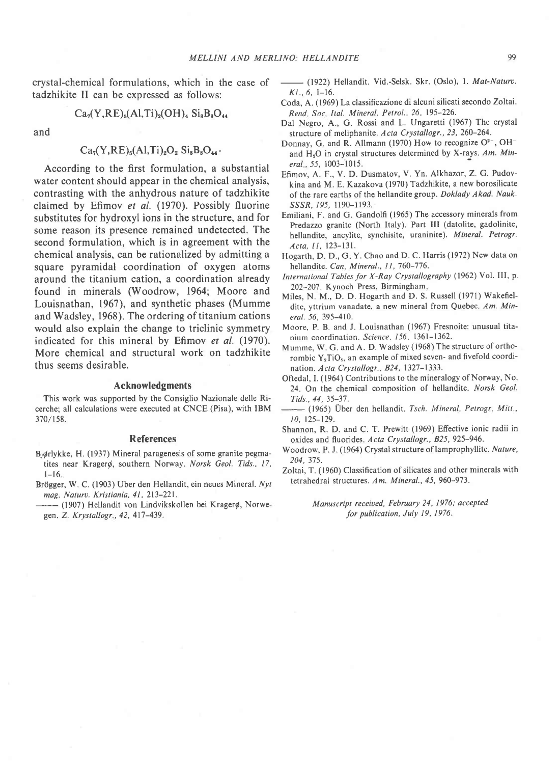crystal-chemical formulations, which in the case of tadzhikite II can be expressed as follows:

$$Ca_7(Y,RE)_5(Al,Ti)_2(OH)_4\ Si_8B_8O_{44}$$

and

$$Ca_7(Y,RE)_5(Al,Ti)_2O_2\ Si_8B_8O_{44}.$$

According to the first formulation, a substantial water content should appear in the chemical analysis, contrasting with the anhydrous nature of tadzhikite claimed by Efimov *et al.* (1970). Possibly fluorine substitutes for hydroxyl ions in the structure, and for some reason its presence remained undetected. The second formulation, which is in agreement with the chemical analysis, can be rationalized by admitting a square pyramidal coordination of oxygen atoms around the titanium cation, a coordination already found in minerals (Woodrow, 1964; Moore and Louisnathan, 1967), and synthetic phases (Mumme and Wadsley, 1968). The ordering of titanium cations would also explain the change to triclinic symmetry indicated for this mineral by Efimov *et al.* (1970). More chemical and structural work on tadzhikite thus seems desirable.

## Acknowledgments

This work was supported by the Consiglio Nazionale delle Ricerche; all calculations were executed at CNCE (Pisa), with IBM 370/158.

## References

Bjørlykke, H. (1937) Mineral paragenesis of some granite pegmatites near Kragerø, southern Norway. *Norsk Geol. Tids., 17,* 1–16.

Brögger, W. C. (1903) Uber den Hellandit, ein neues Mineral. *Nyt mag. Naturv. Kristiania, 41,* 213–221.

——— (1907) Hellandit von Lindvikskollen bei Kragerø, Norwegen. *Z. Krystallogr., 42,* 417–439.

——— (1922) Hellandit. Vid.-Selsk. Skr. (Oslo), 1. *Mat-Naturv. Kl., 6,* 1–16.

Coda, A. (1969) La classificazione di alcuni silicati secondo Zoltai. *Rend. Soc. Ital. Mineral. Petrol., 26,* 195–226.

Dal Negro, A., G. Rossi and L. Ungaretti (1967) The crystal structure of meliphanite. *Acta Crystallogr., 23,* 260–264.

Donnay, G. and R. Allmann (1970) How to recognize $O^{2-}$, $OH^-$ and $H_2O$ in crystal structures determined by X-rays. *Am. Mineral., 55,* 1003–1015.

Efimov, A. F., V. D. Dusmatov, V. Yn. Alkhazor, Z. G. Pudovkina and M. E. Kazakova (1970) Tadzhikite, a new borosilicate of the rare earths of the hellandite group. *Doklady Akad. Nauk. SSSR, 195,* 1190–1193.

Emiliani, F. and G. Gandolfi (1965) The accessory minerals from Predazzo granite (North Italy). Part III (datolite, gadolinite, hellandite, ancylite, synchisite, uraninite). *Mineral. Petrogr. Acta, 11,* 123–131.

Hogarth, D. D., G. Y. Chao and D. C. Harris (1972) New data on hellandite. *Can. Mineral., 11,* 760–776.

*International Tables for X-Ray Crystallography* (1962) Vol. III, p. 202–207. Kynoch Press, Birmingham.

Miles, N. M., D. D. Hogarth and D. S. Russell (1971) Wakefieldite, yttrium vanadate, a new mineral from Quebec. *Am. Mineral. 56,* 395–410.

Moore, P. B. and J. Louisnathan (1967) Fresnoite: unusual titanium coordination. *Science, 156,* 1361–1362.

Mumme, W. G. and A. D. Wadsley (1968) The structure of orthorombic $Y_2TiO_5$, an example of mixed seven- and fivefold coordination. *Acta Crystallogr., B24,* 1327–1333.

Oftedal, I. (1964) Contributions to the mineralogy of Norway, No. 24. On the chemical composition of hellandite. *Norsk Geol. Tids., 44,* 35–37.

——— (1965) Über den hellandit. *Tsch. Mineral. Petrogr. Mitt., 10,* 125–129.

Shannon, R. D. and C. T. Prewitt (1969) Effective ionic radii in oxides and fluorides. *Acta Crystallogr., B25,* 925–946.

Woodrow, P. J. (1964) Crystal structure of lamprophyllite. *Nature, 204,* 375.

Zoltai, T. (1960) Classification of silicates and other minerals with tetrahedral structures. *Am. Mineral., 45,* 960–973.

*Manuscript received, February 24, 1976; accepted for publication, July 19, 1976.*